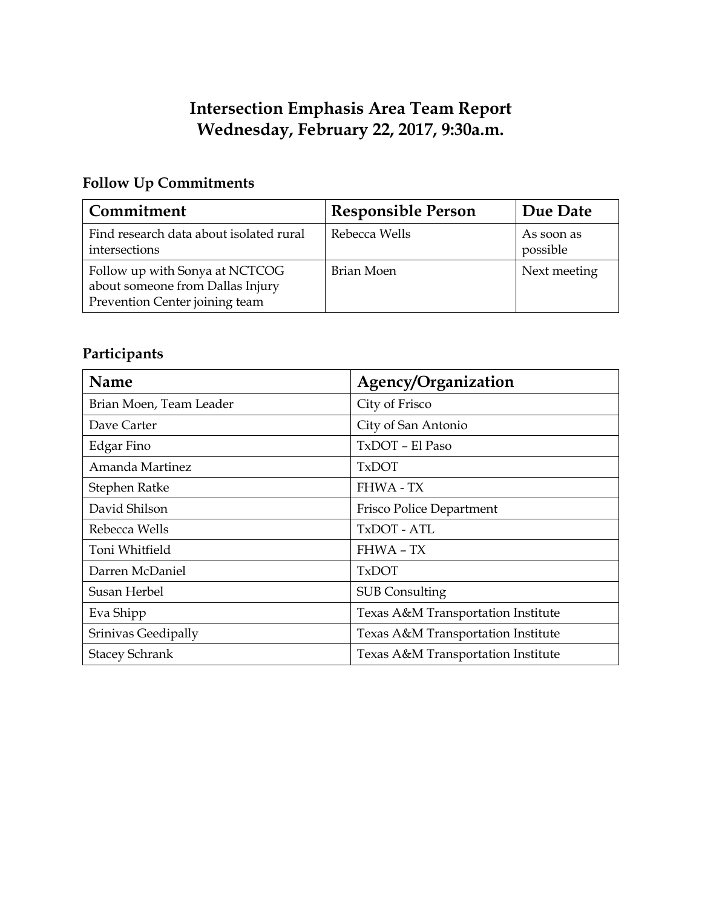# Intersection Emphasis Area Team Report
# Wednesday, February 22, 2017, 9:30a.m.

## Follow Up Commitments

| Commitment | Responsible Person | Due Date |
| --- | --- | --- |
| Find research data about isolated rural intersections | Rebecca Wells | As soon as possible |
| Follow up with Sonya at NCTCOG about someone from Dallas Injury Prevention Center joining team | Brian Moen | Next meeting |

## Participants

| Name | Agency/Organization |
| --- | --- |
| Brian Moen, Team Leader | City of Frisco |
| Dave Carter | City of San Antonio |
| Edgar Fino | TxDOT – El Paso |
| Amanda Martinez | TxDOT |
| Stephen Ratke | FHWA - TX |
| David Shilson | Frisco Police Department |
| Rebecca Wells | TxDOT - ATL |
| Toni Whitfield | FHWA – TX |
| Darren McDaniel | TxDOT |
| Susan Herbel | SUB Consulting |
| Eva Shipp | Texas A&M Transportation Institute |
| Srinivas Geedipally | Texas A&M Transportation Institute |
| Stacey Schrank | Texas A&M Transportation Institute |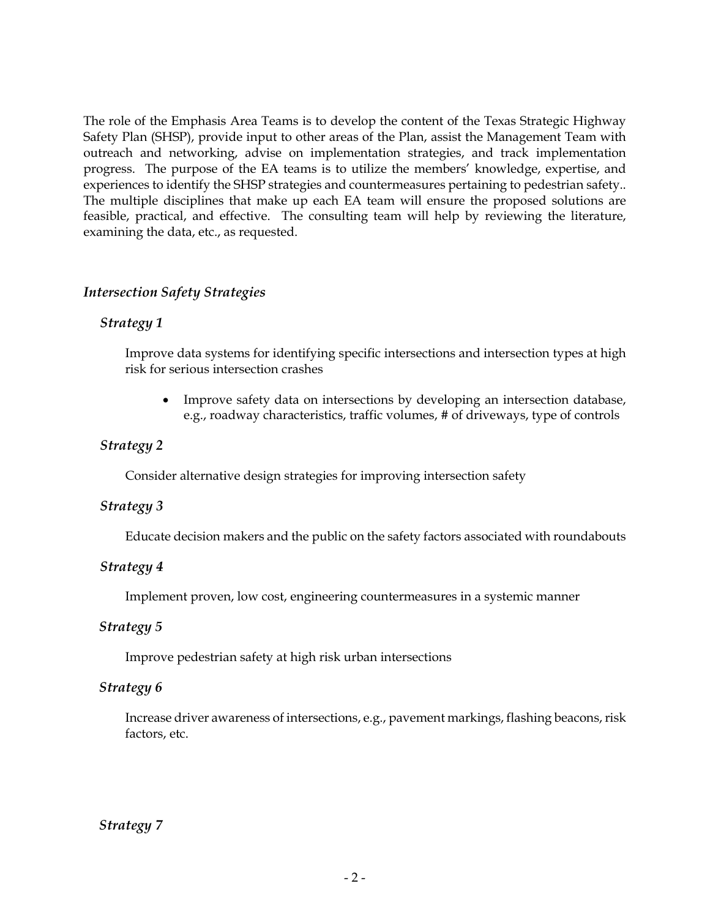The role of the Emphasis Area Teams is to develop the content of the Texas Strategic Highway Safety Plan (SHSP), provide input to other areas of the Plan, assist the Management Team with outreach and networking, advise on implementation strategies, and track implementation progress. The purpose of the EA teams is to utilize the members' knowledge, expertise, and experiences to identify the SHSP strategies and countermeasures pertaining to pedestrian safety.. The multiple disciplines that make up each EA team will ensure the proposed solutions are feasible, practical, and effective. The consulting team will help by reviewing the literature, examining the data, etc., as requested.

### *Intersection Safety Strategies*

#### *Strategy 1*

Improve data systems for identifying specific intersections and intersection types at high risk for serious intersection crashes

- Improve safety data on intersections by developing an intersection database, e.g., roadway characteristics, traffic volumes, # of driveways, type of controls

#### *Strategy 2*

Consider alternative design strategies for improving intersection safety

#### *Strategy 3*

Educate decision makers and the public on the safety factors associated with roundabouts

#### *Strategy 4*

Implement proven, low cost, engineering countermeasures in a systemic manner

#### *Strategy 5*

Improve pedestrian safety at high risk urban intersections

#### *Strategy 6*

Increase driver awareness of intersections, e.g., pavement markings, flashing beacons, risk factors, etc.

#### *Strategy 7*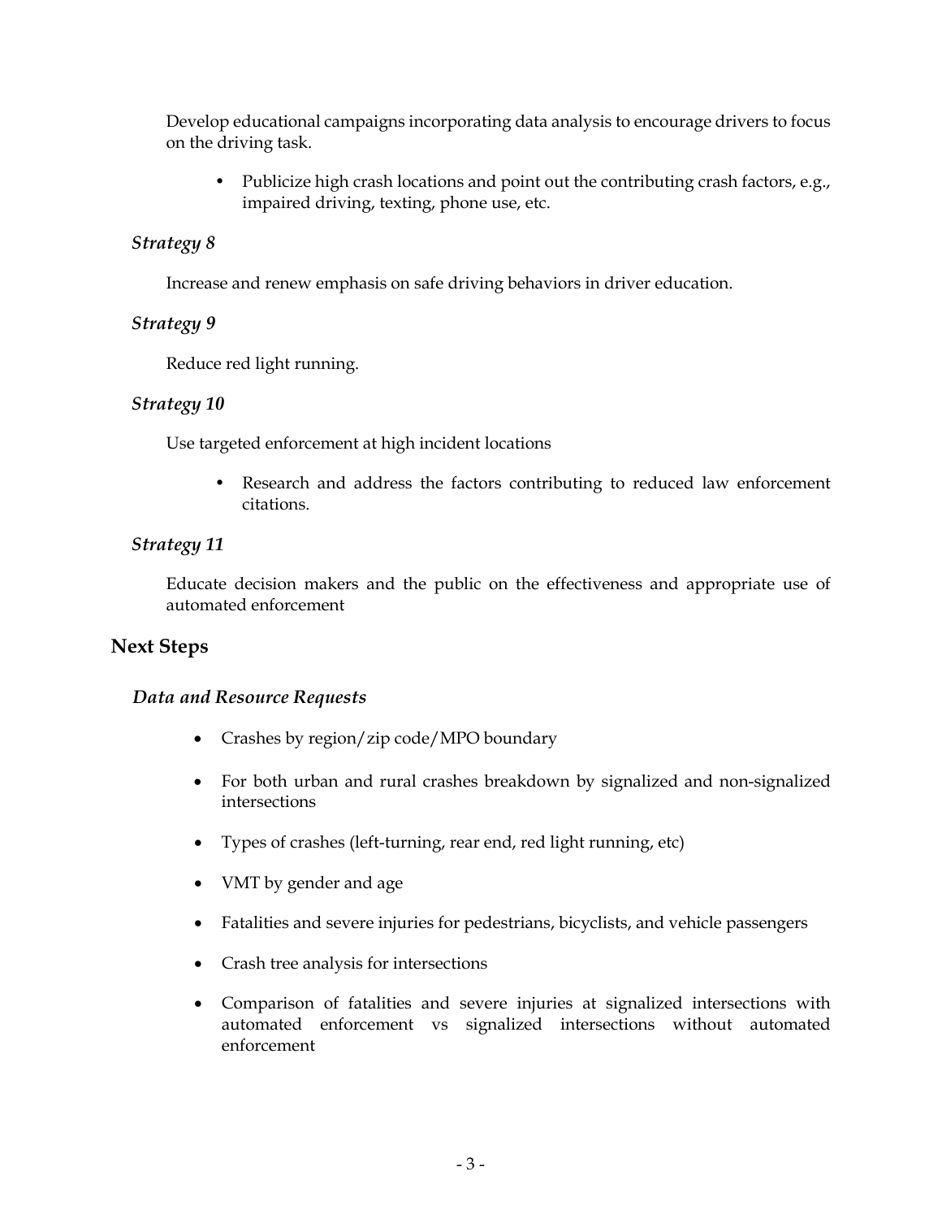Develop educational campaigns incorporating data analysis to encourage drivers to focus on the driving task.

- Publicize high crash locations and point out the contributing crash factors, e.g., impaired driving, texting, phone use, etc.

### *Strategy 8*

Increase and renew emphasis on safe driving behaviors in driver education.

### *Strategy 9*

Reduce red light running.

### *Strategy 10*

Use targeted enforcement at high incident locations

- Research and address the factors contributing to reduced law enforcement citations.

### *Strategy 11*

Educate decision makers and the public on the effectiveness and appropriate use of automated enforcement

## Next Steps

### *Data and Resource Requests*

- Crashes by region/zip code/MPO boundary
- For both urban and rural crashes breakdown by signalized and non-signalized intersections
- Types of crashes (left-turning, rear end, red light running, etc)
- VMT by gender and age
- Fatalities and severe injuries for pedestrians, bicyclists, and vehicle passengers
- Crash tree analysis for intersections
- Comparison of fatalities and severe injuries at signalized intersections with automated enforcement vs signalized intersections without automated enforcement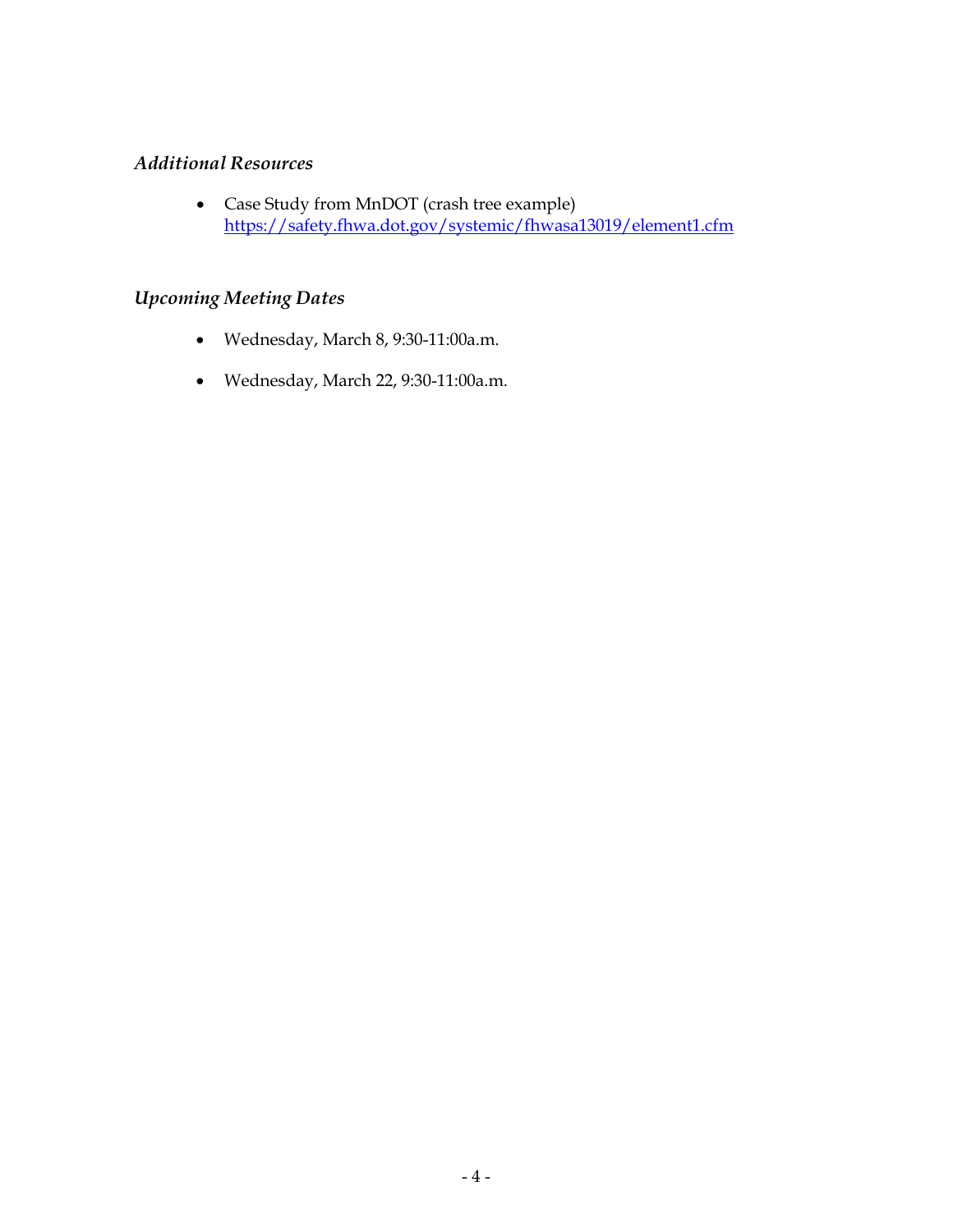### *Additional Resources*

- Case Study from MnDOT (crash tree example)
  https://safety.fhwa.dot.gov/systemic/fhwasa13019/element1.cfm

### *Upcoming Meeting Dates*

- Wednesday, March 8, 9:30-11:00a.m.
- Wednesday, March 22, 9:30-11:00a.m.